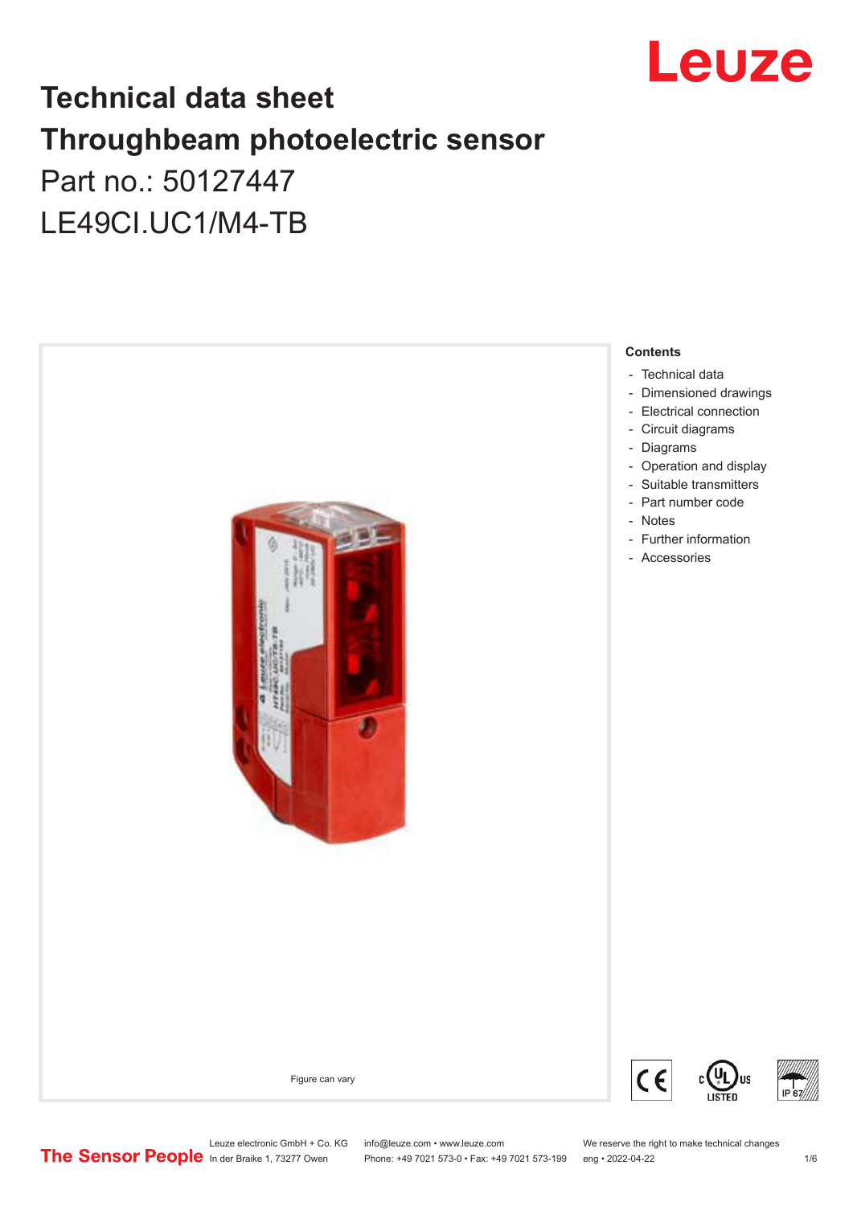# Technical data sheet
# Throughbeam photoelectric sensor

Part no.: 50127447

LE49CI.UC1/M4-TB

Figure can vary

**Contents**

- Technical data
- Dimensioned drawings
- Electrical connection
- Circuit diagrams
- Diagrams
- Operation and display
- Suitable transmitters
- Part number code
- Notes
- Further information
- Accessories

Leuze electronic GmbH + Co. KG
In der Braike 1, 73277 Owen

info@leuze.com • www.leuze.com
Phone: +49 7021 573-0 • Fax: +49 7021 573-199

We reserve the right to make technical changes
eng • 2022-04-22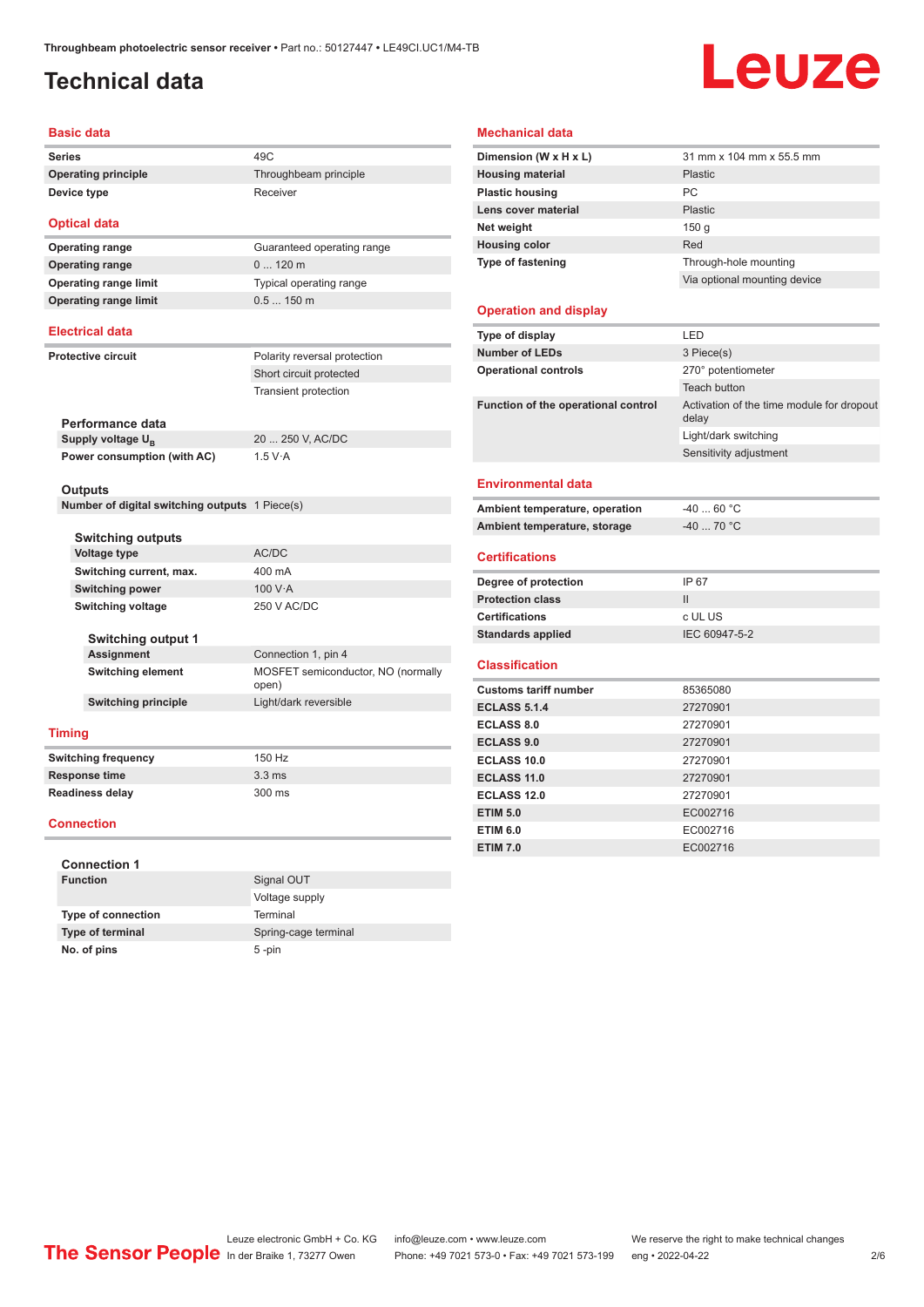# Technical data

## Basic data

| | |
|---|---|
| **Series** | 49C |
| **Operating principle** | Throughbeam principle |
| **Device type** | Receiver |

## Optical data

| | |
|---|---|
| **Operating range** | Guaranteed operating range |
| **Operating range** | 0 ... 120 m |
| **Operating range limit** | Typical operating range |
| **Operating range limit** | 0.5 ... 150 m |

## Electrical data

| | |
|---|---|
| **Protective circuit** | Polarity reversal protection |
| | Short circuit protected |
| | Transient protection |

### Performance data

| | |
|---|---|
| **Supply voltage $U_B$** | 20 ... 250 V, AC/DC |
| **Power consumption (with AC)** | 1.5 V·A |

### Outputs

| | |
|---|---|
| **Number of digital switching outputs** | 1 Piece(s) |

#### Switching outputs

| | |
|---|---|
| **Voltage type** | AC/DC |
| **Switching current, max.** | 400 mA |
| **Switching power** | 100 V·A |
| **Switching voltage** | 250 V AC/DC |

##### Switching output 1

| | |
|---|---|
| **Assignment** | Connection 1, pin 4 |
| **Switching element** | MOSFET semiconductor, NO (normally open) |
| **Switching principle** | Light/dark reversible |

## Timing

| | |
|---|---|
| **Switching frequency** | 150 Hz |
| **Response time** | 3.3 ms |
| **Readiness delay** | 300 ms |

## Connection

### Connection 1

| | |
|---|---|
| **Function** | Signal OUT |
| | Voltage supply |
| **Type of connection** | Terminal |
| **Type of terminal** | Spring-cage terminal |
| **No. of pins** | 5 -pin |

## Mechanical data

| | |
|---|---|
| **Dimension (W x H x L)** | 31 mm x 104 mm x 55.5 mm |
| **Housing material** | Plastic |
| **Plastic housing** | PC |
| **Lens cover material** | Plastic |
| **Net weight** | 150 g |
| **Housing color** | Red |
| **Type of fastening** | Through-hole mounting |
| | Via optional mounting device |

## Operation and display

| | |
|---|---|
| **Type of display** | LED |
| **Number of LEDs** | 3 Piece(s) |
| **Operational controls** | 270° potentiometer |
| | Teach button |
| **Function of the operational control** | Activation of the time module for dropout delay |
| | Light/dark switching |
| | Sensitivity adjustment |

## Environmental data

| | |
|---|---|
| **Ambient temperature, operation** | -40 ... 60 °C |
| **Ambient temperature, storage** | -40 ... 70 °C |

## Certifications

| | |
|---|---|
| **Degree of protection** | IP 67 |
| **Protection class** | II |
| **Certifications** | c UL US |
| **Standards applied** | IEC 60947-5-2 |

## Classification

| | |
|---|---|
| **Customs tariff number** | 85365080 |
| **ECLASS 5.1.4** | 27270901 |
| **ECLASS 8.0** | 27270901 |
| **ECLASS 9.0** | 27270901 |
| **ECLASS 10.0** | 27270901 |
| **ECLASS 11.0** | 27270901 |
| **ECLASS 12.0** | 27270901 |
| **ETIM 5.0** | EC002716 |
| **ETIM 6.0** | EC002716 |
| **ETIM 7.0** | EC002716 |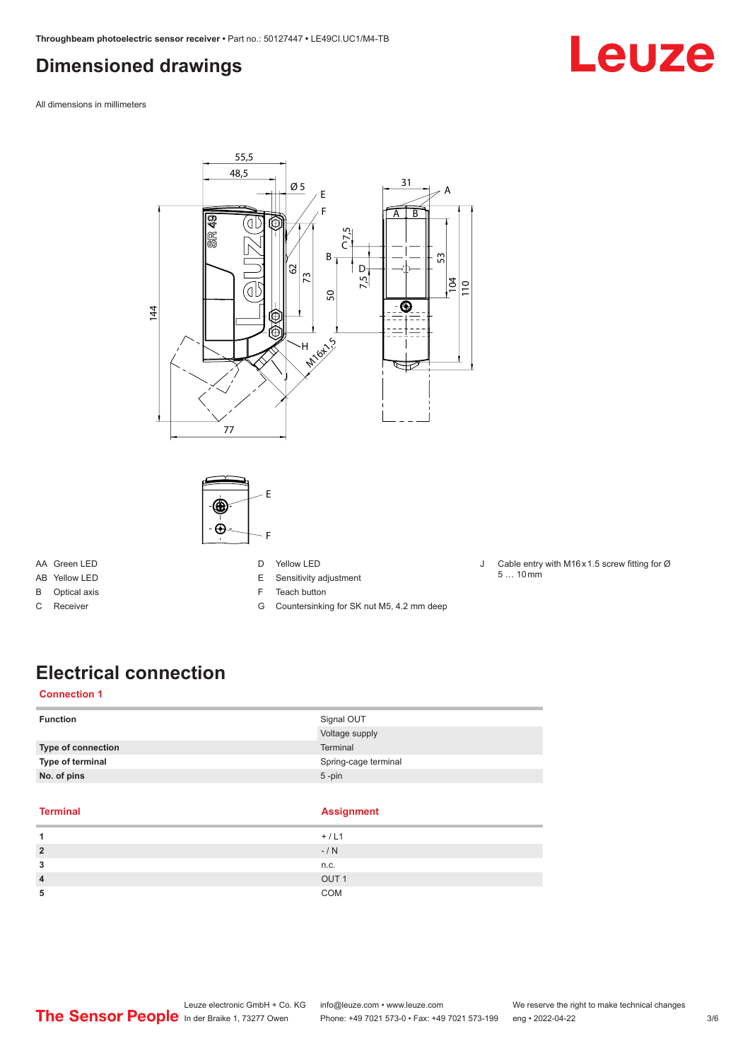# Dimensioned drawings

All dimensions in millimeters

AA Green LED
AB Yellow LED
B Optical axis
C Receiver
D Yellow LED
E Sensitivity adjustment
F Teach button
G Countersinking for SK nut M5, 4.2 mm deep
J Cable entry with M16 x 1.5 screw fitting for Ø 5 … 10 mm

# Electrical connection

## Connection 1

| | |
|---|---|
| **Function** | Signal OUT |
| | Voltage supply |
| **Type of connection** | Terminal |
| **Type of terminal** | Spring-cage terminal |
| **No. of pins** | 5 -pin |

| Terminal | Assignment |
|---|---|
| **1** | + / L1 |
| **2** | - / N |
| **3** | n.c. |
| **4** | OUT 1 |
| **5** | COM |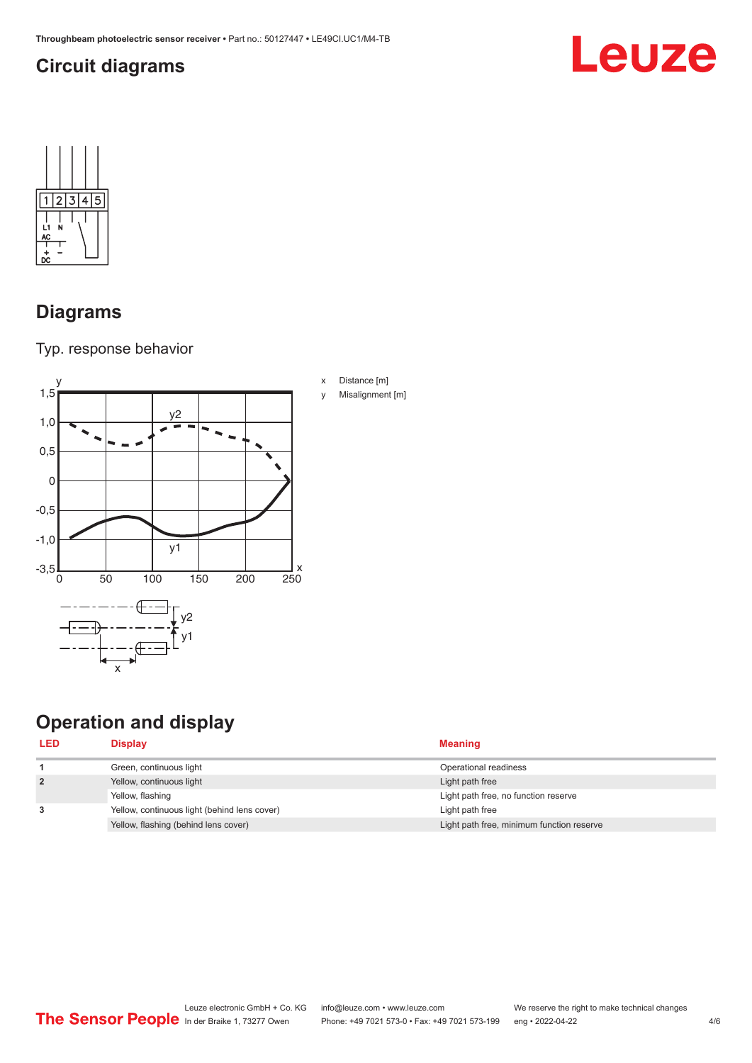## Circuit diagrams

1 2 3 4 5

L1 N
AC
+ −
DC

## Diagrams

Typ. response behavior

y

1,5
1,0
0,5
0
-0,5
-1,0
-3,5

0 50 100 150 200 250

x

y2
y1

x Distance [m]

y Misalignment [m]

## Operation and display

| LED | Display | Meaning |
|---|---|---|
| 1 | Green, continuous light | Operational readiness |
| 2 | Yellow, continuous light | Light path free |
| | Yellow, flashing | Light path free, no function reserve |
| 3 | Yellow, continuous light (behind lens cover) | Light path free |
| | Yellow, flashing (behind lens cover) | Light path free, minimum function reserve |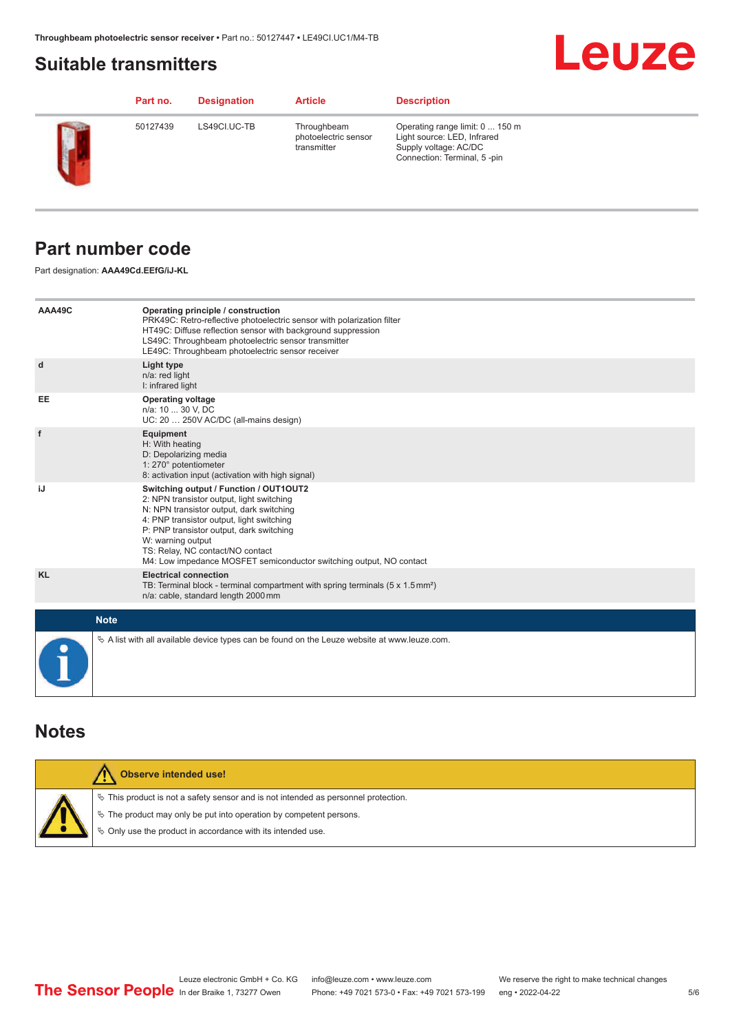## Suitable transmitters

| | Part no. | Designation | Article | Description |
|---|---|---|---|---|
| | 50127439 | LS49CI.UC-TB | Throughbeam photoelectric sensor transmitter | Operating range limit: 0 ... 150 m<br>Light source: LED, Infrared<br>Supply voltage: AC/DC<br>Connection: Terminal, 5 -pin |

## Part number code

Part designation: **AAA49Cd.EEfG/iJ-KL**

| | |
|---|---|
| **AAA49C** | **Operating principle / construction**<br>PRK49C: Retro-reflective photoelectric sensor with polarization filter<br>HT49C: Diffuse reflection sensor with background suppression<br>LS49C: Throughbeam photoelectric sensor transmitter<br>LE49C: Throughbeam photoelectric sensor receiver |
| **d** | **Light type**<br>n/a: red light<br>I: infrared light |
| **EE** | **Operating voltage**<br>n/a: 10 … 30 V, DC<br>UC: 20 … 250V AC/DC (all-mains design) |
| **f** | **Equipment**<br>H: With heating<br>D: Depolarizing media<br>1: 270° potentiometer<br>8: activation input (activation with high signal) |
| **iJ** | **Switching output / Function / OUT1OUT2**<br>2: NPN transistor output, light switching<br>N: NPN transistor output, dark switching<br>4: PNP transistor output, light switching<br>P: PNP transistor output, dark switching<br>W: warning output<br>TS: Relay, NC contact/NO contact<br>M4: Low impedance MOSFET semiconductor switching output, NO contact |
| **KL** | **Electrical connection**<br>TB: Terminal block - terminal compartment with spring terminals (5 x 1.5 mm²)<br>n/a: cable, standard length 2000 mm |

**Note**

- A list with all available device types can be found on the Leuze website at www.leuze.com.

## Notes

**Observe intended use!**

- This product is not a safety sensor and is not intended as personnel protection.
- The product may only be put into operation by competent persons.
- Only use the product in accordance with its intended use.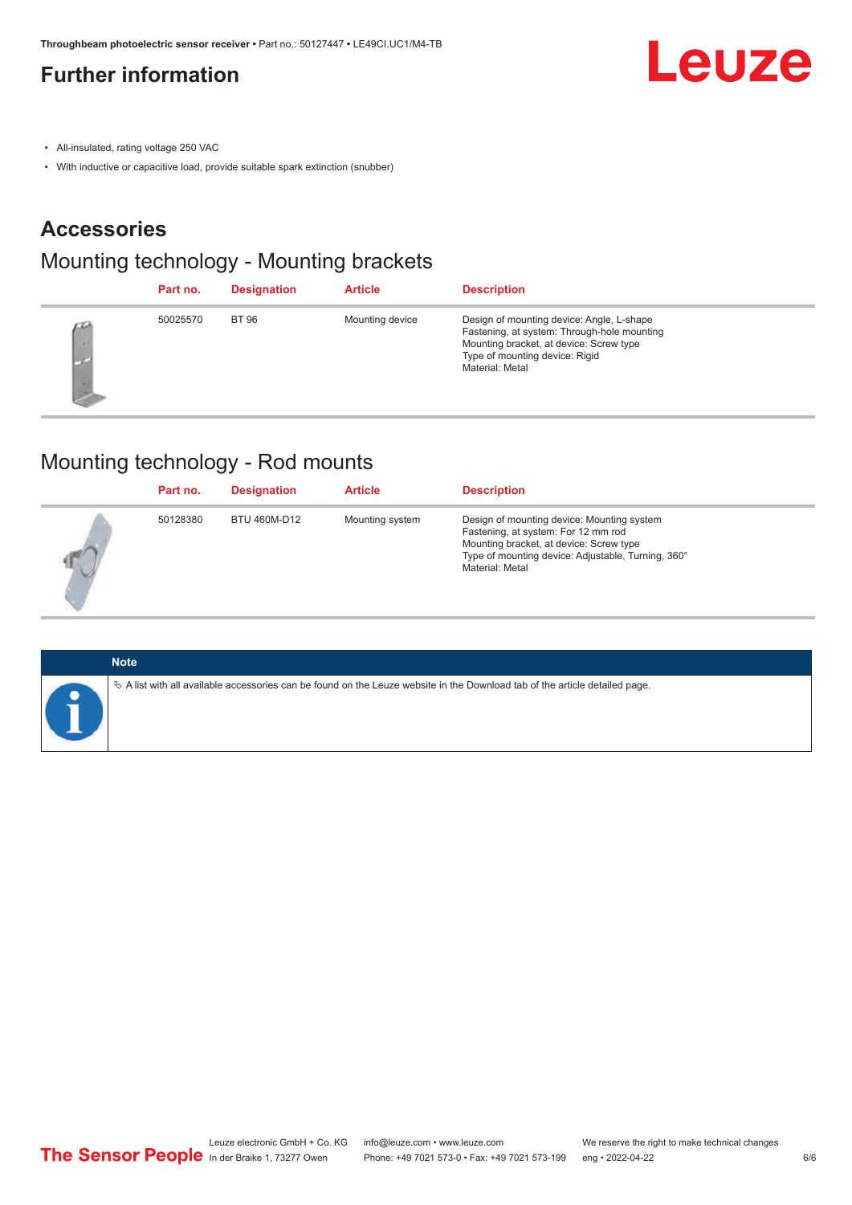## Further information

- All-insulated, rating voltage 250 VAC
- With inductive or capacitive load, provide suitable spark extinction (snubber)

# Accessories

## Mounting technology - Mounting brackets

| | Part no. | Designation | Article | Description |
|---|---|---|---|---|
| | 50025570 | BT 96 | Mounting device | Design of mounting device: Angle, L-shape<br>Fastening, at system: Through-hole mounting<br>Mounting bracket, at device: Screw type<br>Type of mounting device: Rigid<br>Material: Metal |

## Mounting technology - Rod mounts

| | Part no. | Designation | Article | Description |
|---|---|---|---|---|
| | 50128380 | BTU 460M-D12 | Mounting system | Design of mounting device: Mounting system<br>Fastening, at system: For 12 mm rod<br>Mounting bracket, at device: Screw type<br>Type of mounting device: Adjustable, Turning, 360°<br>Material: Metal |

**Note**

↳ A list with all available accessories can be found on the Leuze website in the Download tab of the article detailed page.